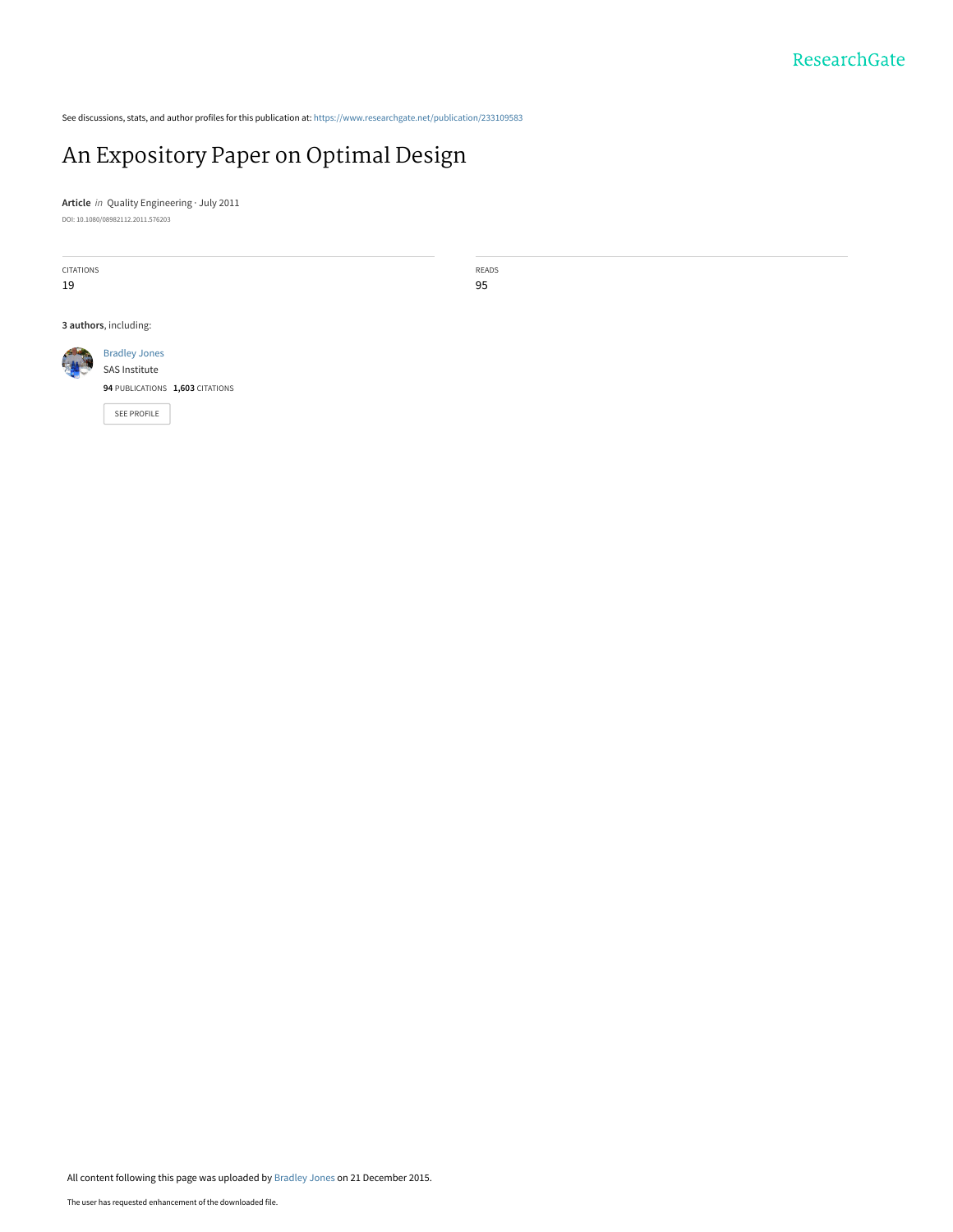See discussions, stats, and author profiles for this publication at: https://www.researchgate.net/publication/233109583

# An Expository Paper on Optimal Design

**Article** *in* Quality Engineering · July 2011

DOI: 10.1080/08982112.2011.576203

| CITATIONS | READS |
| --- | --- |
| 19 | 95 |

**3 authors**, including:

Bradley Jones
SAS Institute
**94** PUBLICATIONS **1,603** CITATIONS

SEE PROFILE

All content following this page was uploaded by Bradley Jones on 21 December 2015.

The user has requested enhancement of the downloaded file.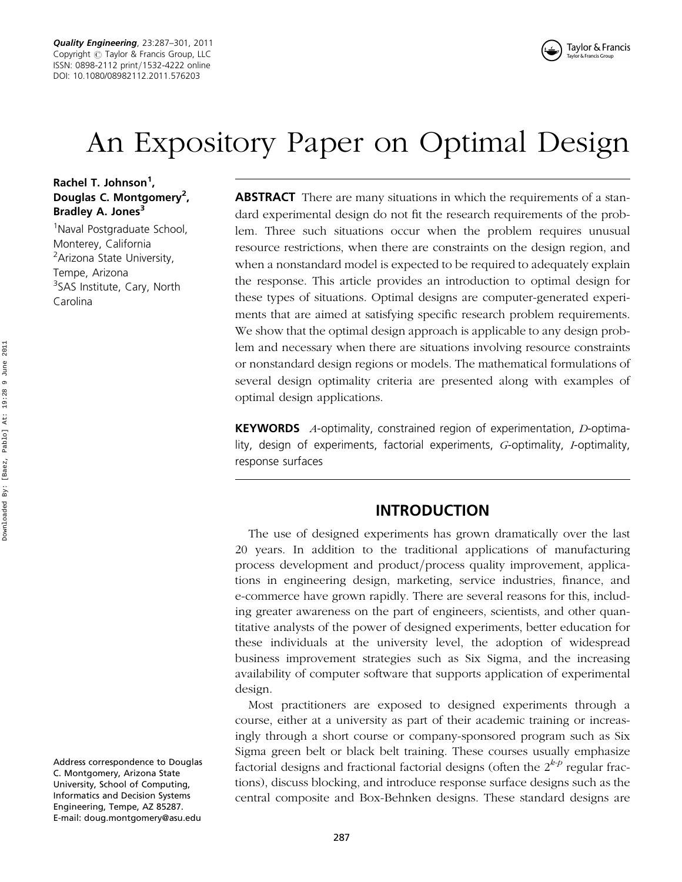# An Expository Paper on Optimal Design

**Rachel T. Johnson[1], Douglas C. Montgomery[2], Bradley A. Jones[3]**

[1]Naval Postgraduate School, Monterey, California

[2]Arizona State University, Tempe, Arizona

[3]SAS Institute, Cary, North Carolina

**ABSTRACT** There are many situations in which the requirements of a standard experimental design do not fit the research requirements of the problem. Three such situations occur when the problem requires unusual resource restrictions, when there are constraints on the design region, and when a nonstandard model is expected to be required to adequately explain the response. This article provides an introduction to optimal design for these types of situations. Optimal designs are computer-generated experiments that are aimed at satisfying specific research problem requirements. We show that the optimal design approach is applicable to any design problem and necessary when there are situations involving resource constraints or nonstandard design regions or models. The mathematical formulations of several design optimality criteria are presented along with examples of optimal design applications.

**KEYWORDS** *A*-optimality, constrained region of experimentation, *D*-optimality, design of experiments, factorial experiments, *G*-optimality, *I*-optimality, response surfaces

## INTRODUCTION

The use of designed experiments has grown dramatically over the last 20 years. In addition to the traditional applications of manufacturing process development and product/process quality improvement, applications in engineering design, marketing, service industries, finance, and e-commerce have grown rapidly. There are several reasons for this, including greater awareness on the part of engineers, scientists, and other quantitative analysts of the power of designed experiments, better education for these individuals at the university level, the adoption of widespread business improvement strategies such as Six Sigma, and the increasing availability of computer software that supports application of experimental design.

Most practitioners are exposed to designed experiments through a course, either at a university as part of their academic training or increasingly through a short course or company-sponsored program such as Six Sigma green belt or black belt training. These courses usually emphasize factorial designs and fractional factorial designs (often the $2^{k-p}$ regular fractions), discuss blocking, and introduce response surface designs such as the central composite and Box-Behnken designs. These standard designs are

Address correspondence to Douglas C. Montgomery, Arizona State University, School of Computing, Informatics and Decision Systems Engineering, Tempe, AZ 85287. E-mail: doug.montgomery@asu.edu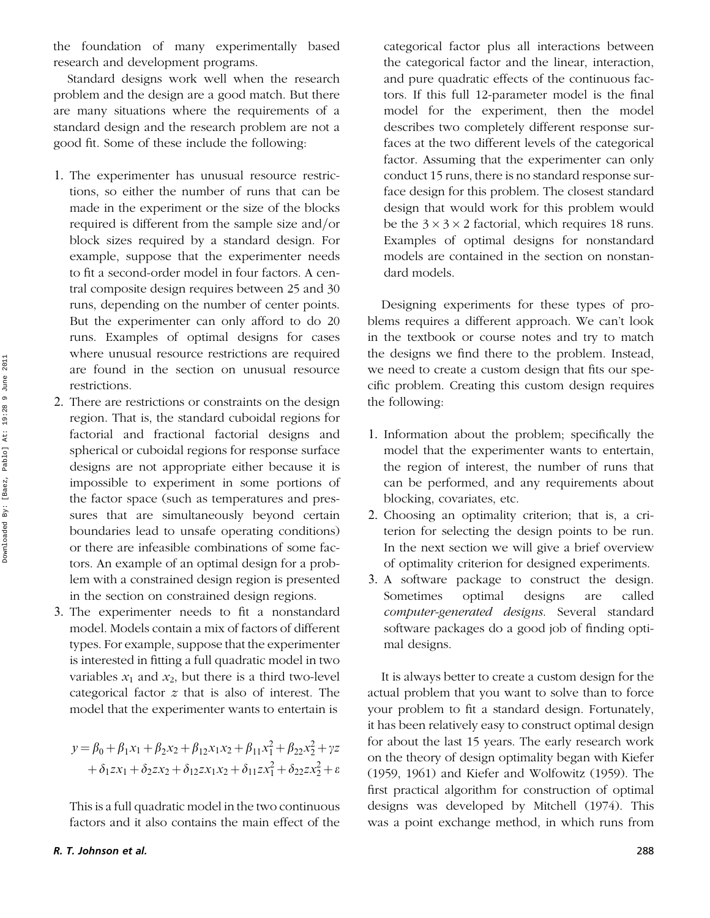the foundation of many experimentally based research and development programs.

Standard designs work well when the research problem and the design are a good match. But there are many situations where the requirements of a standard design and the research problem are not a good fit. Some of these include the following:

1. The experimenter has unusual resource restrictions, so either the number of runs that can be made in the experiment or the size of the blocks required is different from the sample size and/or block sizes required by a standard design. For example, suppose that the experimenter needs to fit a second-order model in four factors. A central composite design requires between 25 and 30 runs, depending on the number of center points. But the experimenter can only afford to do 20 runs. Examples of optimal designs for cases where unusual resource restrictions are required are found in the section on unusual resource restrictions.
2. There are restrictions or constraints on the design region. That is, the standard cuboidal regions for factorial and fractional factorial designs and spherical or cuboidal regions for response surface designs are not appropriate either because it is impossible to experiment in some portions of the factor space (such as temperatures and pressures that are simultaneously beyond certain boundaries lead to unsafe operating conditions) or there are infeasible combinations of some factors. An example of an optimal design for a problem with a constrained design region is presented in the section on constrained design regions.
3. The experimenter needs to fit a nonstandard model. Models contain a mix of factors of different types. For example, suppose that the experimenter is interested in fitting a full quadratic model in two variables $x_1$ and $x_2$, but there is a third two-level categorical factor $z$ that is also of interest. The model that the experimenter wants to entertain is

$$y = \beta_0 + \beta_1 x_1 + \beta_2 x_2 + \beta_{12} x_1 x_2 + \beta_{11} x_1^2 + \beta_{22} x_2^2 + \gamma z + \delta_1 z x_1 + \delta_2 z x_2 + \delta_{12} z x_1 x_2 + \delta_{11} z x_1^2 + \delta_{22} z x_2^2 + \varepsilon$$

This is a full quadratic model in the two continuous factors and it also contains the main effect of the categorical factor plus all interactions between the categorical factor and the linear, interaction, and pure quadratic effects of the continuous factors. If this full 12-parameter model is the final model for the experiment, then the model describes two completely different response surfaces at the two different levels of the categorical factor. Assuming that the experimenter can only conduct 15 runs, there is no standard response surface design for this problem. The closest standard design that would work for this problem would be the $3 \times 3 \times 2$ factorial, which requires 18 runs. Examples of optimal designs for nonstandard models are contained in the section on nonstandard models.

Designing experiments for these types of problems requires a different approach. We can't look in the textbook or course notes and try to match the designs we find there to the problem. Instead, we need to create a custom design that fits our specific problem. Creating this custom design requires the following:

1. Information about the problem; specifically the model that the experimenter wants to entertain, the region of interest, the number of runs that can be performed, and any requirements about blocking, covariates, etc.
2. Choosing an optimality criterion; that is, a criterion for selecting the design points to be run. In the next section we will give a brief overview of optimality criterion for designed experiments.
3. A software package to construct the design. Sometimes optimal designs are called *computer-generated designs*. Several standard software packages do a good job of finding optimal designs.

It is always better to create a custom design for the actual problem that you want to solve than to force your problem to fit a standard design. Fortunately, it has been relatively easy to construct optimal design for about the last 15 years. The early research work on the theory of design optimality began with Kiefer (1959, 1961) and Kiefer and Wolfowitz (1959). The first practical algorithm for construction of optimal designs was developed by Mitchell (1974). This was a point exchange method, in which runs from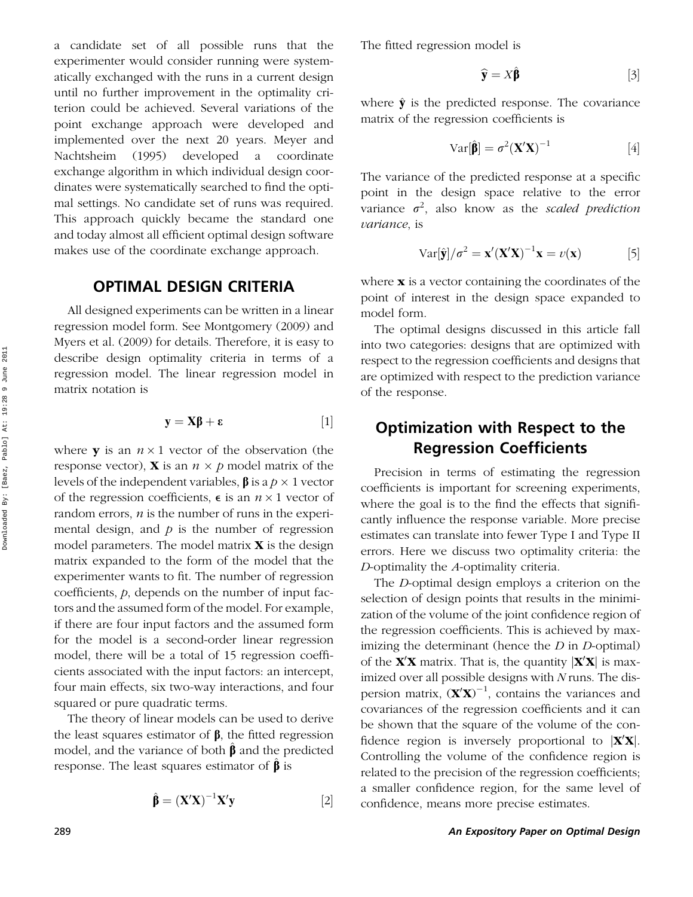a candidate set of all possible runs that the experimenter would consider running were systematically exchanged with the runs in a current design until no further improvement in the optimality criterion could be achieved. Several variations of the point exchange approach were developed and implemented over the next 20 years. Meyer and Nachtsheim (1995) developed a coordinate exchange algorithm in which individual design coordinates were systematically searched to find the optimal settings. No candidate set of runs was required. This approach quickly became the standard one and today almost all efficient optimal design software makes use of the coordinate exchange approach.

## OPTIMAL DESIGN CRITERIA

All designed experiments can be written in a linear regression model form. See Montgomery (2009) and Myers et al. (2009) for details. Therefore, it is easy to describe design optimality criteria in terms of a regression model. The linear regression model in matrix notation is

$$\mathbf{y} = \mathbf{X}\boldsymbol{\beta} + \boldsymbol{\varepsilon} \quad [1]$$

where $\mathbf{y}$ is an $n \times 1$ vector of the observation (the response vector), $\mathbf{X}$ is an $n \times p$ model matrix of the levels of the independent variables, $\boldsymbol{\beta}$ is a $p \times 1$ vector of the regression coefficients, $\boldsymbol{\epsilon}$ is an $n \times 1$ vector of random errors, $n$ is the number of runs in the experimental design, and $p$ is the number of regression model parameters. The model matrix $\mathbf{X}$ is the design matrix expanded to the form of the model that the experimenter wants to fit. The number of regression coefficients, $p$, depends on the number of input factors and the assumed form of the model. For example, if there are four input factors and the assumed form for the model is a second-order linear regression model, there will be a total of 15 regression coefficients associated with the input factors: an intercept, four main effects, six two-way interactions, and four squared or pure quadratic terms.

The theory of linear models can be used to derive the least squares estimator of $\boldsymbol{\beta}$, the fitted regression model, and the variance of both $\hat{\boldsymbol{\beta}}$ and the predicted response. The least squares estimator of $\hat{\boldsymbol{\beta}}$ is

$$\hat{\boldsymbol{\beta}} = (\mathbf{X}'\mathbf{X})^{-1}\mathbf{X}'\mathbf{y} \quad [2]$$

The fitted regression model is

$$\hat{\mathbf{y}} = X\hat{\boldsymbol{\beta}} \quad [3]$$

where $\hat{\mathbf{y}}$ is the predicted response. The covariance matrix of the regression coefficients is

$$\mathrm{Var}[\hat{\boldsymbol{\beta}}] = \sigma^2(\mathbf{X}'\mathbf{X})^{-1} \quad [4]$$

The variance of the predicted response at a specific point in the design space relative to the error variance $\sigma^2$, also know as the *scaled prediction variance*, is

$$\mathrm{Var}[\hat{\mathbf{y}}]/\sigma^2 = \mathbf{x}'(\mathbf{X}'\mathbf{X})^{-1}\mathbf{x} = v(\mathbf{x}) \quad [5]$$

where $\mathbf{x}$ is a vector containing the coordinates of the point of interest in the design space expanded to model form.

The optimal designs discussed in this article fall into two categories: designs that are optimized with respect to the regression coefficients and designs that are optimized with respect to the prediction variance of the response.

### Optimization with Respect to the Regression Coefficients

Precision in terms of estimating the regression coefficients is important for screening experiments, where the goal is to the find the effects that significantly influence the response variable. More precise estimates can translate into fewer Type I and Type II errors. Here we discuss two optimality criteria: the *D*-optimality the *A*-optimality criteria.

The *D*-optimal design employs a criterion on the selection of design points that results in the minimization of the volume of the joint confidence region of the regression coefficients. This is achieved by maximizing the determinant (hence the *D* in *D*-optimal) of the $\mathbf{X}'\mathbf{X}$ matrix. That is, the quantity $|\mathbf{X}'\mathbf{X}|$ is maximized over all possible designs with $N$ runs. The dispersion matrix, $(\mathbf{X}'\mathbf{X})^{-1}$, contains the variances and covariances of the regression coefficients and it can be shown that the square of the volume of the confidence region is inversely proportional to $|\mathbf{X}'\mathbf{X}|$. Controlling the volume of the confidence region is related to the precision of the regression coefficients; a smaller confidence region, for the same level of confidence, means more precise estimates.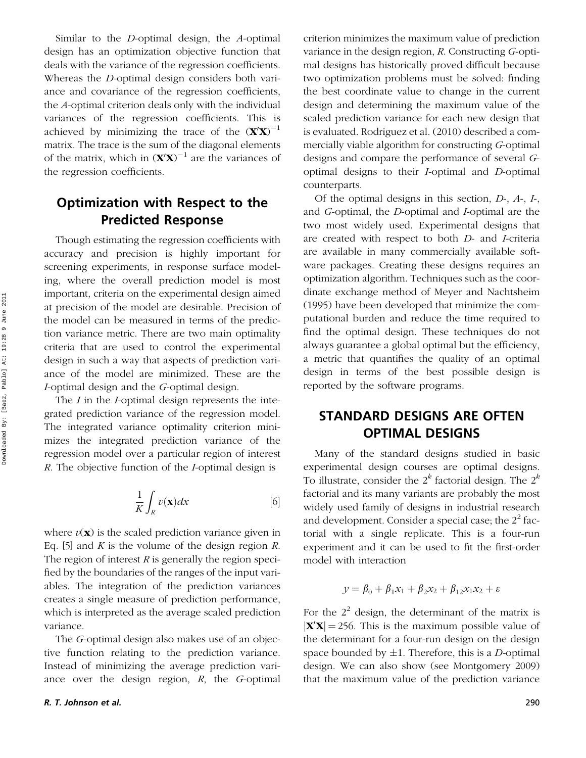Similar to the *D*-optimal design, the *A*-optimal design has an optimization objective function that deals with the variance of the regression coefficients. Whereas the *D*-optimal design considers both variance and covariance of the regression coefficients, the *A*-optimal criterion deals only with the individual variances of the regression coefficients. This is achieved by minimizing the trace of the $(\mathbf{X}'\mathbf{X})^{-1}$ matrix. The trace is the sum of the diagonal elements of the matrix, which in $(\mathbf{X}'\mathbf{X})^{-1}$ are the variances of the regression coefficients.

## Optimization with Respect to the Predicted Response

Though estimating the regression coefficients with accuracy and precision is highly important for screening experiments, in response surface modeling, where the overall prediction model is most important, criteria on the experimental design aimed at precision of the model are desirable. Precision of the model can be measured in terms of the prediction variance metric. There are two main optimality criteria that are used to control the experimental design in such a way that aspects of prediction variance of the model are minimized. These are the *I*-optimal design and the *G*-optimal design.

The *I* in the *I*-optimal design represents the integrated prediction variance of the regression model. The integrated variance optimality criterion minimizes the integrated prediction variance of the regression model over a particular region of interest *R*. The objective function of the *I*-optimal design is

$$\frac{1}{K}\int_{R} v(\mathbf{x})dx \qquad [6]$$

where $v(\mathbf{x})$ is the scaled prediction variance given in Eq. [5] and *K* is the volume of the design region *R*. The region of interest *R* is generally the region specified by the boundaries of the ranges of the input variables. The integration of the prediction variances creates a single measure of prediction performance, which is interpreted as the average scaled prediction variance.

The *G*-optimal design also makes use of an objective function relating to the prediction variance. Instead of minimizing the average prediction variance over the design region, *R*, the *G*-optimal criterion minimizes the maximum value of prediction variance in the design region, *R*. Constructing *G*-optimal designs has historically proved difficult because two optimization problems must be solved: finding the best coordinate value to change in the current design and determining the maximum value of the scaled prediction variance for each new design that is evaluated. Rodriguez et al. (2010) described a commercially viable algorithm for constructing *G*-optimal designs and compare the performance of several *G*-optimal designs to their *I*-optimal and *D*-optimal counterparts.

Of the optimal designs in this section, *D*-, *A*-, *I*-, and *G*-optimal, the *D*-optimal and *I*-optimal are the two most widely used. Experimental designs that are created with respect to both *D*- and *I*-criteria are available in many commercially available software packages. Creating these designs requires an optimization algorithm. Techniques such as the coordinate exchange method of Meyer and Nachtsheim (1995) have been developed that minimize the computational burden and reduce the time required to find the optimal design. These techniques do not always guarantee a global optimal but the efficiency, a metric that quantifies the quality of an optimal design in terms of the best possible design is reported by the software programs.

# STANDARD DESIGNS ARE OFTEN OPTIMAL DESIGNS

Many of the standard designs studied in basic experimental design courses are optimal designs. To illustrate, consider the $2^k$ factorial design. The $2^k$ factorial and its many variants are probably the most widely used family of designs in industrial research and development. Consider a special case; the $2^2$ factorial with a single replicate. This is a four-run experiment and it can be used to fit the first-order model with interaction

$$y = \beta_0 + \beta_1 x_1 + \beta_2 x_2 + \beta_{12} x_1 x_2 + \varepsilon$$

For the $2^2$ design, the determinant of the matrix is $|\mathbf{X}'\mathbf{X}| = 256$. This is the maximum possible value of the determinant for a four-run design on the design space bounded by $\pm 1$. Therefore, this is a *D*-optimal design. We can also show (see Montgomery 2009) that the maximum value of the prediction variance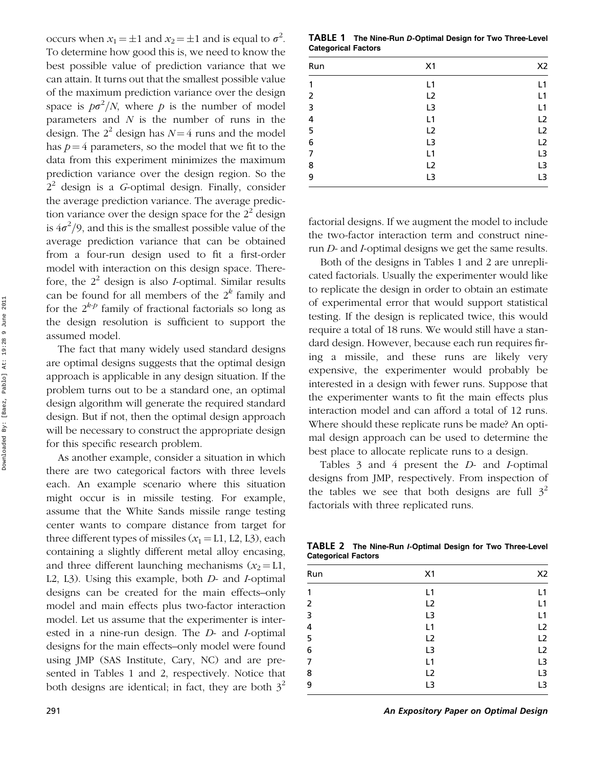occurs when $x_1 = \pm 1$ and $x_2 = \pm 1$ and is equal to $\sigma^2$. To determine how good this is, we need to know the best possible value of prediction variance that we can attain. It turns out that the smallest possible value of the maximum prediction variance over the design space is $p\sigma^2/N$, where $p$ is the number of model parameters and $N$ is the number of runs in the design. The $2^2$ design has $N = 4$ runs and the model has $p = 4$ parameters, so the model that we fit to the data from this experiment minimizes the maximum prediction variance over the design region. So the $2^2$ design is a *G*-optimal design. Finally, consider the average prediction variance. The average prediction variance over the design space for the $2^2$ design is $4\sigma^2/9$, and this is the smallest possible value of the average prediction variance that can be obtained from a four-run design used to fit a first-order model with interaction on this design space. Therefore, the $2^2$ design is also *I*-optimal. Similar results can be found for all members of the $2^k$ family and for the $2^{k-p}$ family of fractional factorials so long as the design resolution is sufficient to support the assumed model.

The fact that many widely used standard designs are optimal designs suggests that the optimal design approach is applicable in any design situation. If the problem turns out to be a standard one, an optimal design algorithm will generate the required standard design. But if not, then the optimal design approach will be necessary to construct the appropriate design for this specific research problem.

As another example, consider a situation in which there are two categorical factors with three levels each. An example scenario where this situation might occur is in missile testing. For example, assume that the White Sands missile range testing center wants to compare distance from target for three different types of missiles ($x_1$ = L1, L2, L3), each containing a slightly different metal alloy encasing, and three different launching mechanisms ($x_2$ = L1, L2, L3). Using this example, both *D*- and *I*-optimal designs can be created for the main effects–only model and main effects plus two-factor interaction model. Let us assume that the experimenter is interested in a nine-run design. The *D*- and *I*-optimal designs for the main effects–only model were found using JMP (SAS Institute, Cary, NC) and are presented in Tables 1 and 2, respectively. Notice that both designs are identical; in fact, they are both $3^2$ factorial designs. If we augment the model to include the two-factor interaction term and construct nine-run *D*- and *I*-optimal designs we get the same results.

**TABLE 1 The Nine-Run *D*-Optimal Design for Two Three-Level Categorical Factors**

| Run | X1 | X2 |
|---|---|---|
| 1 | L1 | L1 |
| 2 | L2 | L1 |
| 3 | L3 | L1 |
| 4 | L1 | L2 |
| 5 | L2 | L2 |
| 6 | L3 | L2 |
| 7 | L1 | L3 |
| 8 | L2 | L3 |
| 9 | L3 | L3 |

Both of the designs in Tables 1 and 2 are unreplicated factorials. Usually the experimenter would like to replicate the design in order to obtain an estimate of experimental error that would support statistical testing. If the design is replicated twice, this would require a total of 18 runs. We would still have a standard design. However, because each run requires firing a missile, and these runs are likely very expensive, the experimenter would probably be interested in a design with fewer runs. Suppose that the experimenter wants to fit the main effects plus interaction model and can afford a total of 12 runs. Where should these replicate runs be made? An optimal design approach can be used to determine the best place to allocate replicate runs to a design.

Tables 3 and 4 present the *D*- and *I*-optimal designs from JMP, respectively. From inspection of the tables we see that both designs are full $3^2$ factorials with three replicated runs.

**TABLE 2 The Nine-Run *I*-Optimal Design for Two Three-Level Categorical Factors**

| Run | X1 | X2 |
|---|---|---|
| 1 | L1 | L1 |
| 2 | L2 | L1 |
| 3 | L3 | L1 |
| 4 | L1 | L2 |
| 5 | L2 | L2 |
| 6 | L3 | L2 |
| 7 | L1 | L3 |
| 8 | L2 | L3 |
| 9 | L3 | L3 |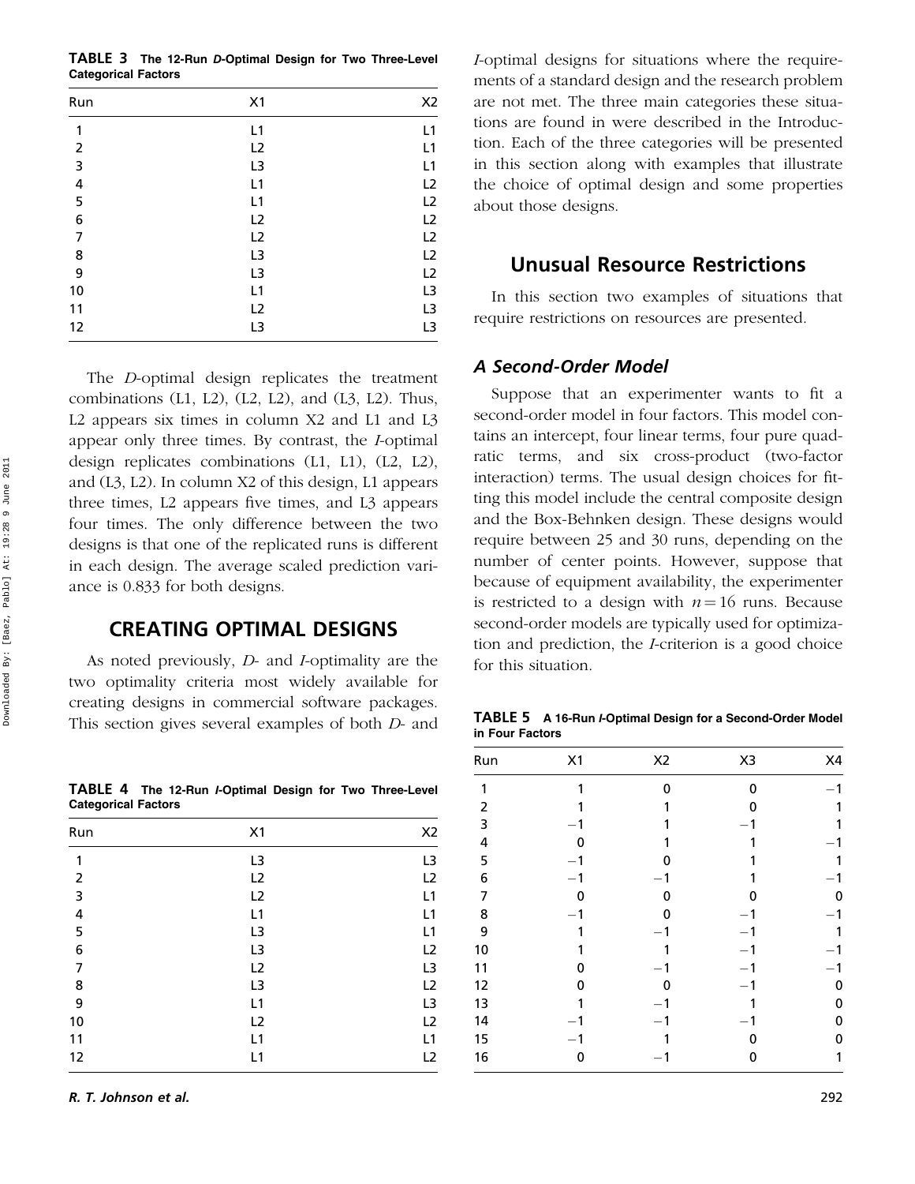**TABLE 3** The 12-Run *D*-Optimal Design for Two Three-Level Categorical Factors

| Run | X1 | X2 |
|---|---|---|
| 1 | L1 | L1 |
| 2 | L2 | L1 |
| 3 | L3 | L1 |
| 4 | L1 | L2 |
| 5 | L1 | L2 |
| 6 | L2 | L2 |
| 7 | L2 | L2 |
| 8 | L3 | L2 |
| 9 | L3 | L2 |
| 10 | L1 | L3 |
| 11 | L2 | L3 |
| 12 | L3 | L3 |

The *D*-optimal design replicates the treatment combinations (L1, L2), (L2, L2), and (L3, L2). Thus, L2 appears six times in column X2 and L1 and L3 appear only three times. By contrast, the *I*-optimal design replicates combinations (L1, L1), (L2, L2), and (L3, L2). In column X2 of this design, L1 appears three times, L2 appears five times, and L3 appears four times. The only difference between the two designs is that one of the replicated runs is different in each design. The average scaled prediction variance is 0.833 for both designs.

## CREATING OPTIMAL DESIGNS

As noted previously, *D*- and *I*-optimality are the two optimality criteria most widely available for creating designs in commercial software packages. This section gives several examples of both *D*- and *I*-optimal designs for situations where the requirements of a standard design and the research problem are not met. The three main categories these situations are found in were described in the Introduction. Each of the three categories will be presented in this section along with examples that illustrate the choice of optimal design and some properties about those designs.

**TABLE 4** The 12-Run *I*-Optimal Design for Two Three-Level Categorical Factors

| Run | X1 | X2 |
|---|---|---|
| 1 | L3 | L3 |
| 2 | L2 | L2 |
| 3 | L2 | L1 |
| 4 | L1 | L1 |
| 5 | L3 | L1 |
| 6 | L3 | L2 |
| 7 | L2 | L3 |
| 8 | L3 | L2 |
| 9 | L1 | L3 |
| 10 | L2 | L2 |
| 11 | L1 | L1 |
| 12 | L1 | L2 |

## Unusual Resource Restrictions

In this section two examples of situations that require restrictions on resources are presented.

### *A Second-Order Model*

Suppose that an experimenter wants to fit a second-order model in four factors. This model contains an intercept, four linear terms, four pure quadratic terms, and six cross-product (two-factor interaction) terms. The usual design choices for fitting this model include the central composite design and the Box-Behnken design. These designs would require between 25 and 30 runs, depending on the number of center points. However, suppose that because of equipment availability, the experimenter is restricted to a design with $n = 16$ runs. Because second-order models are typically used for optimization and prediction, the *I*-criterion is a good choice for this situation.

**TABLE 5** A 16-Run *I*-Optimal Design for a Second-Order Model in Four Factors

| Run | X1 | X2 | X3 | X4 |
|---|---|---|---|---|
| 1 | 1 | 0 | 0 | −1 |
| 2 | 1 | 1 | 0 | 1 |
| 3 | −1 | 1 | −1 | 1 |
| 4 | 0 | 1 | 1 | −1 |
| 5 | −1 | 0 | 1 | 1 |
| 6 | −1 | −1 | 1 | −1 |
| 7 | 0 | 0 | 0 | 0 |
| 8 | −1 | 0 | −1 | −1 |
| 9 | 1 | −1 | −1 | 1 |
| 10 | 1 | 1 | −1 | −1 |
| 11 | 0 | −1 | −1 | −1 |
| 12 | 0 | 0 | −1 | 0 |
| 13 | 1 | −1 | 1 | 0 |
| 14 | −1 | −1 | −1 | 0 |
| 15 | −1 | 1 | 0 | 0 |
| 16 | 0 | −1 | 0 | 1 |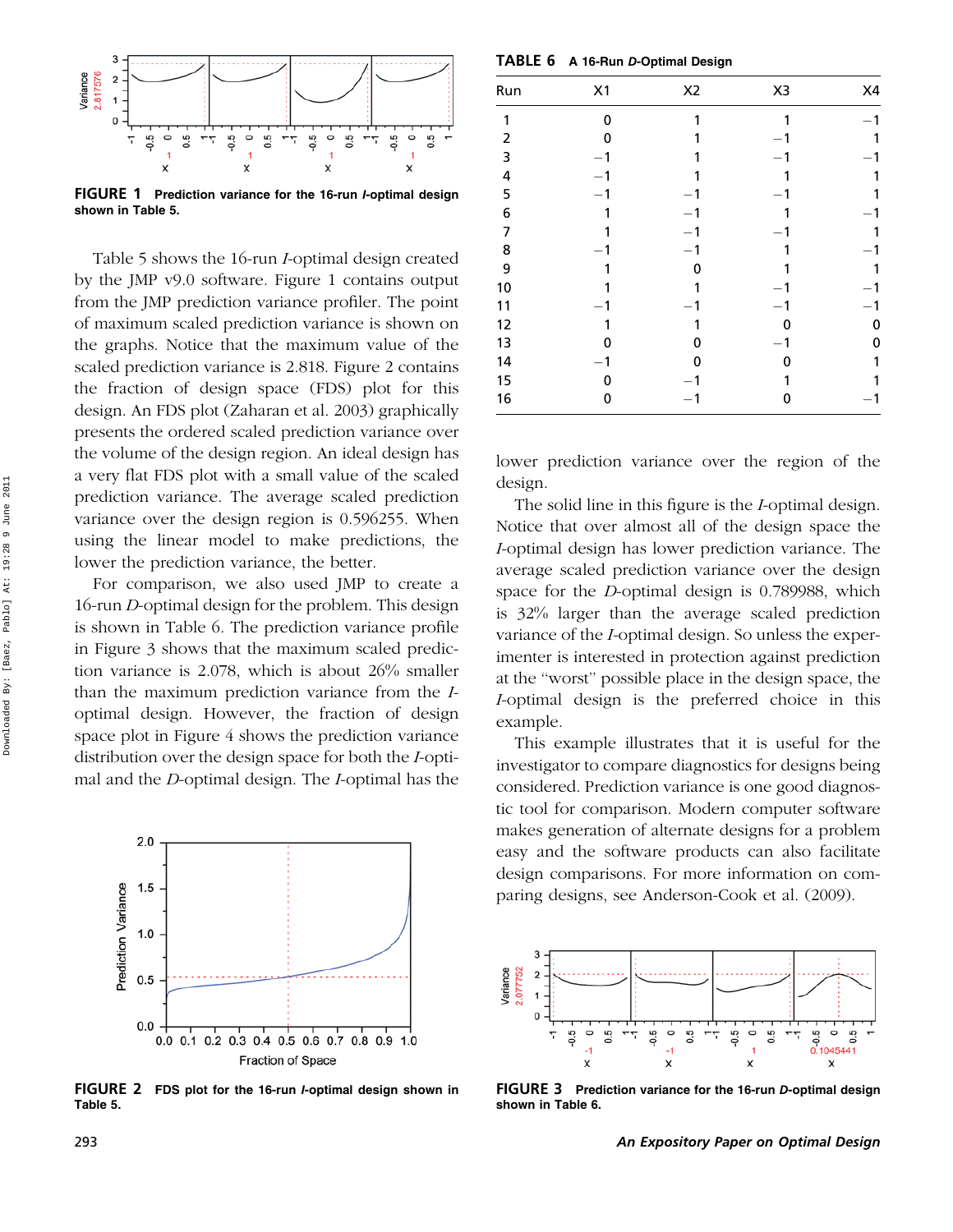FIGURE 1 Prediction variance for the 16-run *I*-optimal design shown in Table 5.

Table 5 shows the 16-run *I*-optimal design created by the JMP v9.0 software. Figure 1 contains output from the JMP prediction variance profiler. The point of maximum scaled prediction variance is shown on the graphs. Notice that the maximum value of the scaled prediction variance is 2.818. Figure 2 contains the fraction of design space (FDS) plot for this design. An FDS plot (Zaharan et al. 2003) graphically presents the ordered scaled prediction variance over the volume of the design region. An ideal design has a very flat FDS plot with a small value of the scaled prediction variance. The average scaled prediction variance over the design region is 0.596255. When using the linear model to make predictions, the lower the prediction variance, the better.

For comparison, we also used JMP to create a 16-run *D*-optimal design for the problem. This design is shown in Table 6. The prediction variance profile in Figure 3 shows that the maximum scaled prediction variance is 2.078, which is about 26% smaller than the maximum prediction variance from the *I*-optimal design. However, the fraction of design space plot in Figure 4 shows the prediction variance distribution over the design space for both the *I*-optimal and the *D*-optimal design. The *I*-optimal has the lower prediction variance over the region of the design.

FIGURE 2 FDS plot for the 16-run *I*-optimal design shown in Table 5.

**TABLE 6** A 16-Run *D*-Optimal Design

| Run | X1 | X2 | X3 | X4 |
|---|---|---|---|---|
| 1 | 0 | 1 | 1 | −1 |
| 2 | 0 | 1 | −1 | 1 |
| 3 | −1 | 1 | −1 | −1 |
| 4 | −1 | 1 | 1 | 1 |
| 5 | −1 | −1 | −1 | 1 |
| 6 | 1 | −1 | 1 | −1 |
| 7 | 1 | −1 | −1 | 1 |
| 8 | −1 | −1 | 1 | −1 |
| 9 | 1 | 0 | 1 | 1 |
| 10 | 1 | 1 | −1 | −1 |
| 11 | −1 | −1 | −1 | −1 |
| 12 | 1 | 1 | 0 | 0 |
| 13 | 0 | 0 | −1 | 0 |
| 14 | −1 | 0 | 0 | 1 |
| 15 | 0 | −1 | 1 | 1 |
| 16 | 0 | −1 | 0 | −1 |

The solid line in this figure is the *I*-optimal design. Notice that over almost all of the design space the *I*-optimal design has lower prediction variance. The average scaled prediction variance over the design space for the *D*-optimal design is 0.789988, which is 32% larger than the average scaled prediction variance of the *I*-optimal design. So unless the experimenter is interested in protection against prediction at the "worst" possible place in the design space, the *I*-optimal design is the preferred choice in this example.

This example illustrates that it is useful for the investigator to compare diagnostics for designs being considered. Prediction variance is one good diagnostic tool for comparison. Modern computer software makes generation of alternate designs for a problem easy and the software products can also facilitate design comparisons. For more information on comparing designs, see Anderson-Cook et al. (2009).

FIGURE 3 Prediction variance for the 16-run *D*-optimal design shown in Table 6.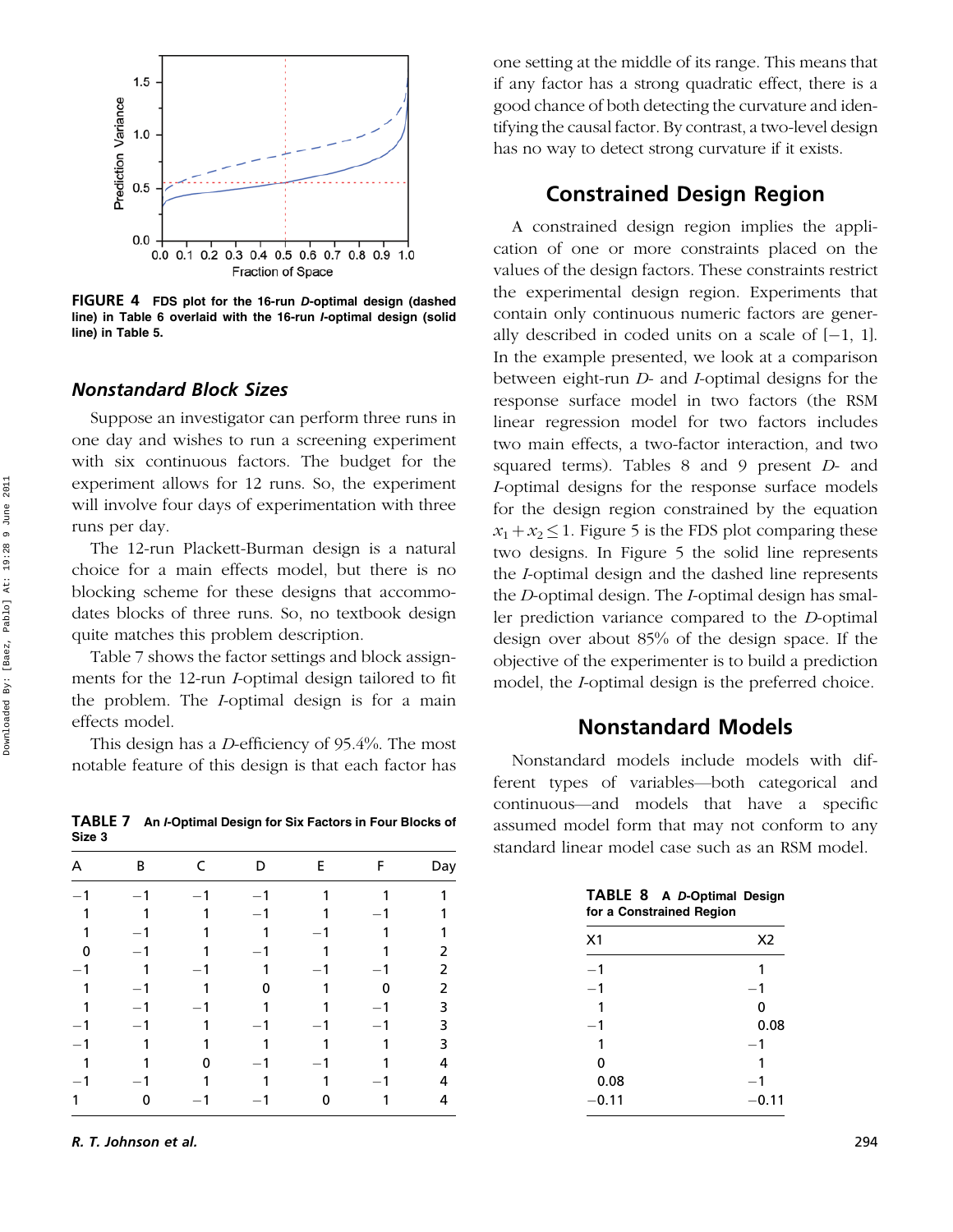FIGURE 4 FDS plot for the 16-run *D*-optimal design (dashed line) in Table 6 overlaid with the 16-run *I*-optimal design (solid line) in Table 5.

### *Nonstandard Block Sizes*

Suppose an investigator can perform three runs in one day and wishes to run a screening experiment with six continuous factors. The budget for the experiment allows for 12 runs. So, the experiment will involve four days of experimentation with three runs per day.

The 12-run Plackett-Burman design is a natural choice for a main effects model, but there is no blocking scheme for these designs that accommodates blocks of three runs. So, no textbook design quite matches this problem description.

Table 7 shows the factor settings and block assignments for the 12-run *I*-optimal design tailored to fit the problem. The *I*-optimal design is for a main effects model.

This design has a *D*-efficiency of 95.4%. The most notable feature of this design is that each factor has one setting at the middle of its range. This means that if any factor has a strong quadratic effect, there is a good chance of both detecting the curvature and identifying the causal factor. By contrast, a two-level design has no way to detect strong curvature if it exists.

**TABLE 7** An *I*-Optimal Design for Six Factors in Four Blocks of Size 3

| A | B | C | D | E | F | Day |
|---|---|---|---|---|---|---|
| −1 | −1 | −1 | −1 | 1 | 1 | 1 |
| 1 | 1 | 1 | −1 | 1 | −1 | 1 |
| 1 | −1 | 1 | 1 | −1 | 1 | 1 |
| 0 | −1 | 1 | −1 | 1 | 1 | 2 |
| −1 | 1 | −1 | 1 | −1 | −1 | 2 |
| 1 | −1 | 1 | 0 | 1 | 0 | 2 |
| 1 | −1 | −1 | 1 | 1 | −1 | 3 |
| −1 | −1 | 1 | −1 | −1 | −1 | 3 |
| −1 | 1 | 1 | 1 | 1 | 1 | 3 |
| 1 | 1 | 0 | −1 | −1 | 1 | 4 |
| −1 | −1 | 1 | 1 | 1 | −1 | 4 |
| 1 | 0 | −1 | −1 | 0 | 1 | 4 |

## Constrained Design Region

A constrained design region implies the application of one or more constraints placed on the values of the design factors. These constraints restrict the experimental design region. Experiments that contain only continuous numeric factors are generally described in coded units on a scale of [−1, 1]. In the example presented, we look at a comparison between eight-run *D*- and *I*-optimal designs for the response surface model in two factors (the RSM linear regression model for two factors includes two main effects, a two-factor interaction, and two squared terms). Tables 8 and 9 present *D*- and *I*-optimal designs for the response surface models for the design region constrained by the equation $x_1 + x_2 \leq 1$. Figure 5 is the FDS plot comparing these two designs. In Figure 5 the solid line represents the *I*-optimal design and the dashed line represents the *D*-optimal design. The *I*-optimal design has smaller prediction variance compared to the *D*-optimal design over about 85% of the design space. If the objective of the experimenter is to build a prediction model, the *I*-optimal design is the preferred choice.

## Nonstandard Models

Nonstandard models include models with different types of variables—both categorical and continuous—and models that have a specific assumed model form that may not conform to any standard linear model case such as an RSM model.

**TABLE 8** A *D*-Optimal Design for a Constrained Region

| X1 | X2 |
|---|---|
| −1 | 1 |
| −1 | −1 |
| 1 | 0 |
| −1 | 0.08 |
| 1 | −1 |
| 0 | 1 |
| 0.08 | −1 |
| −0.11 | −0.11 |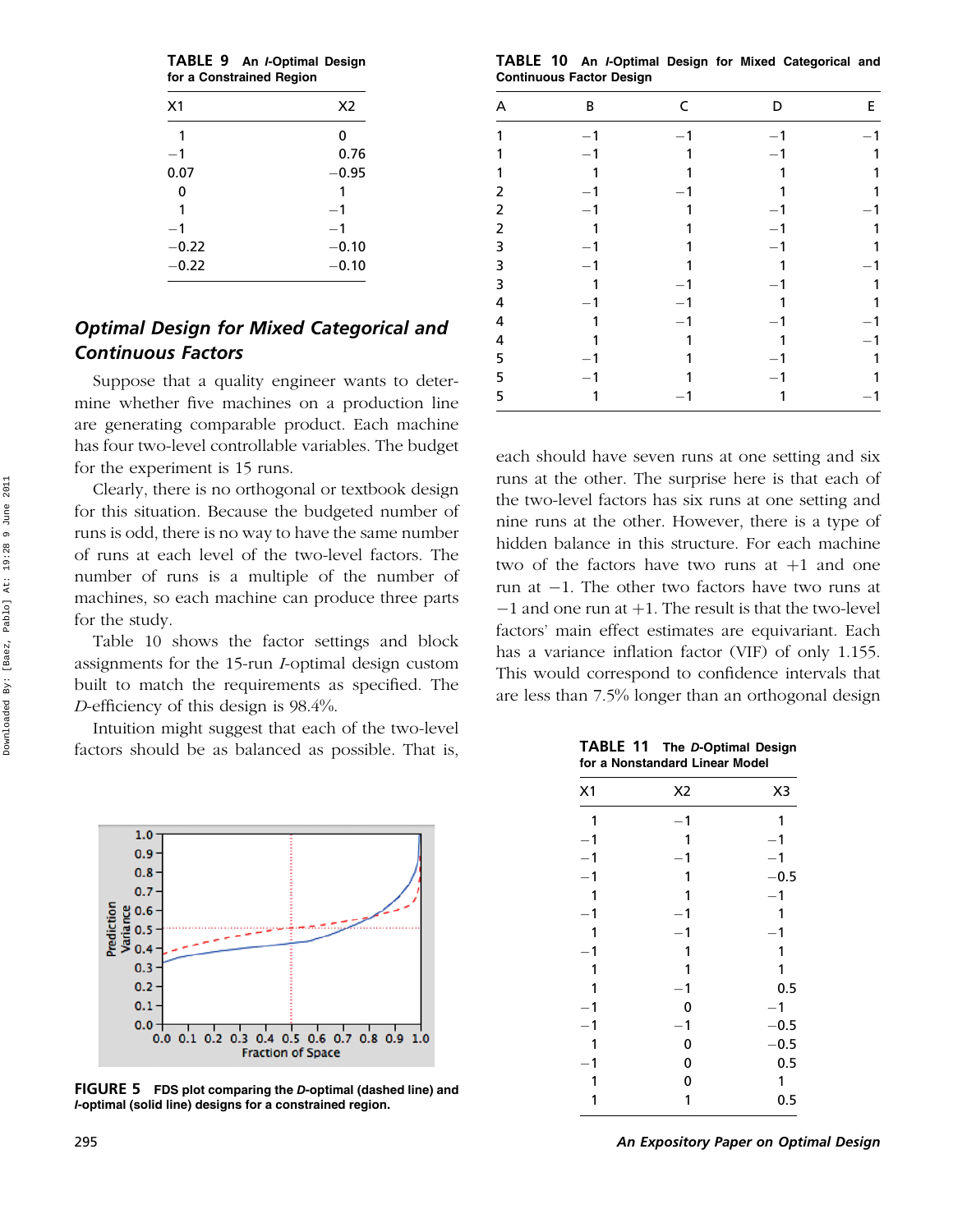**TABLE 9** An *I*-Optimal Design for a Constrained Region

| X1 | X2 |
|---|---|
| 1 | 0 |
| −1 | 0.76 |
| 0.07 | −0.95 |
| 0 | 1 |
| 1 | −1 |
| −1 | −1 |
| −0.22 | −0.10 |
| −0.22 | −0.10 |

## *Optimal Design for Mixed Categorical and Continuous Factors*

Suppose that a quality engineer wants to determine whether five machines on a production line are generating comparable product. Each machine has four two-level controllable variables. The budget for the experiment is 15 runs.

Clearly, there is no orthogonal or textbook design for this situation. Because the budgeted number of runs is odd, there is no way to have the same number of runs at each level of the two-level factors. The number of runs is a multiple of the number of machines, so each machine can produce three parts for the study.

Table 10 shows the factor settings and block assignments for the 15-run *I*-optimal design custom built to match the requirements as specified. The *D*-efficiency of this design is 98.4%.

Intuition might suggest that each of the two-level factors should be as balanced as possible. That is, each should have seven runs at one setting and six runs at the other. The surprise here is that each of the two-level factors has six runs at one setting and nine runs at the other. However, there is a type of hidden balance in this structure. For each machine two of the factors have two runs at +1 and one run at −1. The other two factors have two runs at −1 and one run at +1. The result is that the two-level factors' main effect estimates are equivariant. Each has a variance inflation factor (VIF) of only 1.155. This would correspond to confidence intervals that are less than 7.5% longer than an orthogonal design

**TABLE 10** An *I*-Optimal Design for Mixed Categorical and Continuous Factor Design

| A | B | C | D | E |
|---|---|---|---|---|
| 1 | −1 | −1 | −1 | −1 |
| 1 | −1 | 1 | −1 | 1 |
| 1 | 1 | 1 | 1 | 1 |
| 2 | −1 | −1 | 1 | 1 |
| 2 | −1 | 1 | −1 | −1 |
| 2 | 1 | 1 | −1 | 1 |
| 3 | −1 | 1 | −1 | 1 |
| 3 | −1 | 1 | 1 | −1 |
| 3 | 1 | −1 | −1 | 1 |
| 4 | −1 | −1 | 1 | 1 |
| 4 | 1 | −1 | −1 | −1 |
| 4 | 1 | 1 | 1 | −1 |
| 5 | −1 | 1 | −1 | 1 |
| 5 | −1 | 1 | −1 | 1 |
| 5 | 1 | −1 | 1 | −1 |

**FIGURE 5** FDS plot comparing the *D*-optimal (dashed line) and *I*-optimal (solid line) designs for a constrained region.

**TABLE 11** The *D*-Optimal Design for a Nonstandard Linear Model

| X1 | X2 | X3 |
|---|---|---|
| 1 | −1 | 1 |
| −1 | 1 | −1 |
| −1 | −1 | −1 |
| −1 | 1 | −0.5 |
| 1 | 1 | −1 |
| −1 | −1 | 1 |
| 1 | −1 | −1 |
| −1 | 1 | 1 |
| 1 | 1 | 1 |
| 1 | −1 | 0.5 |
| −1 | 0 | −1 |
| −1 | −1 | −0.5 |
| 1 | 0 | −0.5 |
| −1 | 0 | 0.5 |
| 1 | 0 | 1 |
| 1 | 1 | 0.5 |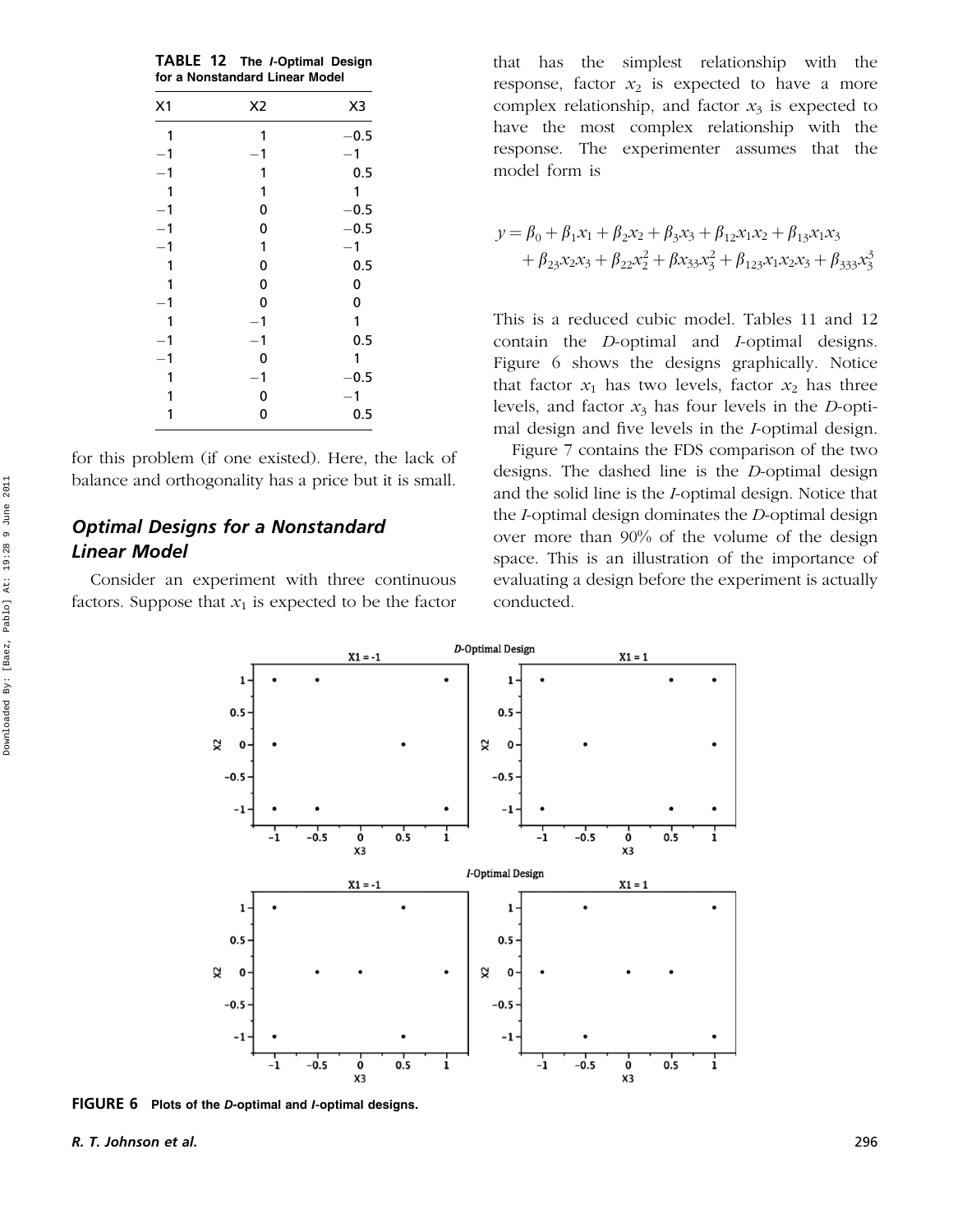**TABLE 12 The *I*-Optimal Design for a Nonstandard Linear Model**

| X1 | X2 | X3 |
|---|---|---|
| 1 | 1 | −0.5 |
| −1 | −1 | −1 |
| −1 | 1 | 0.5 |
| 1 | 1 | 1 |
| −1 | 0 | −0.5 |
| −1 | 0 | −0.5 |
| −1 | 1 | −1 |
| 1 | 0 | 0.5 |
| 1 | 0 | 0 |
| −1 | 0 | 0 |
| 1 | −1 | 1 |
| −1 | −1 | 0.5 |
| −1 | 0 | 1 |
| 1 | −1 | −0.5 |
| 1 | 0 | −1 |
| 1 | 0 | 0.5 |

for this problem (if one existed). Here, the lack of balance and orthogonality has a price but it is small.

## Optimal Designs for a Nonstandard Linear Model

Consider an experiment with three continuous factors. Suppose that $x_1$ is expected to be the factor that has the simplest relationship with the response, factor $x_2$ is expected to have a more complex relationship, and factor $x_3$ is expected to have the most complex relationship with the response. The experimenter assumes that the model form is

$$y = \beta_0 + \beta_1 x_1 + \beta_2 x_2 + \beta_3 x_3 + \beta_{12} x_1 x_2 + \beta_{13} x_1 x_3 + \beta_{23} x_2 x_3 + \beta_{22} x_2^2 + \beta x_{33} x_3^2 + \beta_{123} x_1 x_2 x_3 + \beta_{333} x_3^3$$

This is a reduced cubic model. Tables 11 and 12 contain the *D*-optimal and *I*-optimal designs. Figure 6 shows the designs graphically. Notice that factor $x_1$ has two levels, factor $x_2$ has three levels, and factor $x_3$ has four levels in the *D*-optimal design and five levels in the *I*-optimal design.

Figure 7 contains the FDS comparison of the two designs. The dashed line is the *D*-optimal design and the solid line is the *I*-optimal design. Notice that the *I*-optimal design dominates the *D*-optimal design over more than 90% of the volume of the design space. This is an illustration of the importance of evaluating a design before the experiment is actually conducted.

**FIGURE 6** Plots of the *D*-optimal and *I*-optimal designs.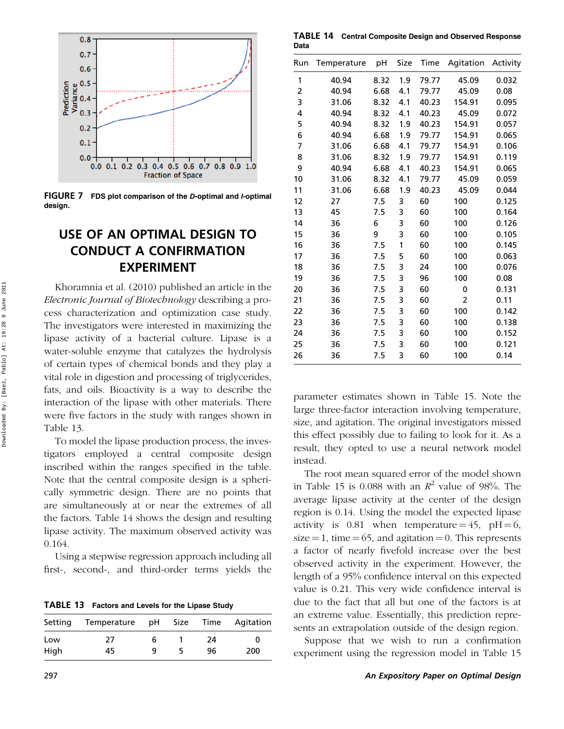FIGURE 7 FDS plot comparison of the *D*-optimal and *I*-optimal design.

## USE OF AN OPTIMAL DESIGN TO CONDUCT A CONFIRMATION EXPERIMENT

Khoramnia et al. (2010) published an article in the *Electronic Journal of Biotechnology* describing a process characterization and optimization case study. The investigators were interested in maximizing the lipase activity of a bacterial culture. Lipase is a water-soluble enzyme that catalyzes the hydrolysis of certain types of chemical bonds and they play a vital role in digestion and processing of triglycerides, fats, and oils. Bioactivity is a way to describe the interaction of the lipase with other materials. There were five factors in the study with ranges shown in Table 13.

To model the lipase production process, the investigators employed a central composite design inscribed within the ranges specified in the table. Note that the central composite design is a spherically symmetric design. There are no points that are simultaneously at or near the extremes of all the factors. Table 14 shows the design and resulting lipase activity. The maximum observed activity was 0.164.

Using a stepwise regression approach including all first-, second-, and third-order terms yields the parameter estimates shown in Table 15. Note the large three-factor interaction involving temperature, size, and agitation. The original investigators missed this effect possibly due to failing to look for it. As a result, they opted to use a neural network model instead.

The root mean squared error of the model shown in Table 15 is 0.088 with an $R^2$ value of 98%. The average lipase activity at the center of the design region is 0.14. Using the model the expected lipase activity is 0.81 when temperature = 45, pH = 6, size = 1, time = 65, and agitation = 0. This represents a factor of nearly fivefold increase over the best observed activity in the experiment. However, the length of a 95% confidence interval on this expected value is 0.21. This very wide confidence interval is due to the fact that all but one of the factors is at an extreme value. Essentially, this prediction represents an extrapolation outside of the design region.

Suppose that we wish to run a confirmation experiment using the regression model in Table 15

**TABLE 13** Factors and Levels for the Lipase Study

| Setting | Temperature | pH | Size | Time | Agitation |
|---|---|---|---|---|---|
| Low | 27 | 6 | 1 | 24 | 0 |
| High | 45 | 9 | 5 | 96 | 200 |

**TABLE 14** Central Composite Design and Observed Response Data

| Run | Temperature | pH | Size | Time | Agitation | Activity |
|---|---|---|---|---|---|---|
| 1 | 40.94 | 8.32 | 1.9 | 79.77 | 45.09 | 0.032 |
| 2 | 40.94 | 6.68 | 4.1 | 79.77 | 45.09 | 0.08 |
| 3 | 31.06 | 8.32 | 4.1 | 40.23 | 154.91 | 0.095 |
| 4 | 40.94 | 8.32 | 4.1 | 40.23 | 45.09 | 0.072 |
| 5 | 40.94 | 8.32 | 1.9 | 40.23 | 154.91 | 0.057 |
| 6 | 40.94 | 6.68 | 1.9 | 79.77 | 154.91 | 0.065 |
| 7 | 31.06 | 6.68 | 4.1 | 79.77 | 154.91 | 0.106 |
| 8 | 31.06 | 8.32 | 1.9 | 79.77 | 154.91 | 0.119 |
| 9 | 40.94 | 6.68 | 4.1 | 40.23 | 154.91 | 0.065 |
| 10 | 31.06 | 8.32 | 4.1 | 79.77 | 45.09 | 0.059 |
| 11 | 31.06 | 6.68 | 1.9 | 40.23 | 45.09 | 0.044 |
| 12 | 27 | 7.5 | 3 | 60 | 100 | 0.125 |
| 13 | 45 | 7.5 | 3 | 60 | 100 | 0.164 |
| 14 | 36 | 6 | 3 | 60 | 100 | 0.126 |
| 15 | 36 | 9 | 3 | 60 | 100 | 0.105 |
| 16 | 36 | 7.5 | 1 | 60 | 100 | 0.145 |
| 17 | 36 | 7.5 | 5 | 60 | 100 | 0.063 |
| 18 | 36 | 7.5 | 3 | 24 | 100 | 0.076 |
| 19 | 36 | 7.5 | 3 | 96 | 100 | 0.08 |
| 20 | 36 | 7.5 | 3 | 60 | 0 | 0.131 |
| 21 | 36 | 7.5 | 3 | 60 | 2 | 0.11 |
| 22 | 36 | 7.5 | 3 | 60 | 100 | 0.142 |
| 23 | 36 | 7.5 | 3 | 60 | 100 | 0.138 |
| 24 | 36 | 7.5 | 3 | 60 | 100 | 0.152 |
| 25 | 36 | 7.5 | 3 | 60 | 100 | 0.121 |
| 26 | 36 | 7.5 | 3 | 60 | 100 | 0.14 |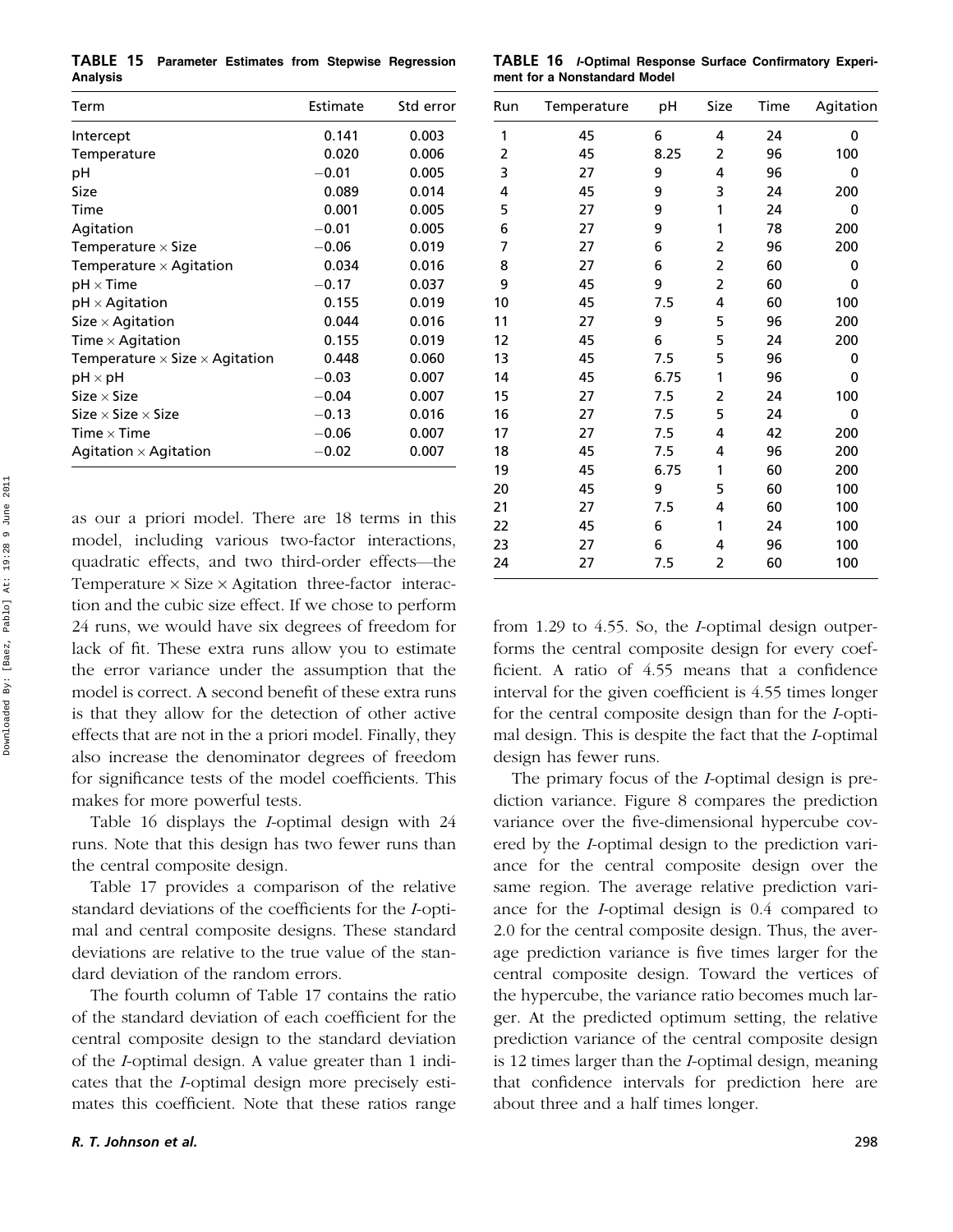**TABLE 15 Parameter Estimates from Stepwise Regression Analysis**

| Term | Estimate | Std error |
|---|---|---|
| Intercept | 0.141 | 0.003 |
| Temperature | 0.020 | 0.006 |
| pH | −0.01 | 0.005 |
| Size | 0.089 | 0.014 |
| Time | 0.001 | 0.005 |
| Agitation | −0.01 | 0.005 |
| Temperature × Size | −0.06 | 0.019 |
| Temperature × Agitation | 0.034 | 0.016 |
| pH × Time | −0.17 | 0.037 |
| pH × Agitation | 0.155 | 0.019 |
| Size × Agitation | 0.044 | 0.016 |
| Time × Agitation | 0.155 | 0.019 |
| Temperature × Size × Agitation | 0.448 | 0.060 |
| pH × pH | −0.03 | 0.007 |
| Size × Size | −0.04 | 0.007 |
| Size × Size × Size | −0.13 | 0.016 |
| Time × Time | −0.06 | 0.007 |
| Agitation × Agitation | −0.02 | 0.007 |

as our a priori model. There are 18 terms in this model, including various two-factor interactions, quadratic effects, and two third-order effects—the Temperature × Size × Agitation three-factor interaction and the cubic size effect. If we chose to perform 24 runs, we would have six degrees of freedom for lack of fit. These extra runs allow you to estimate the error variance under the assumption that the model is correct. A second benefit of these extra runs is that they allow for the detection of other active effects that are not in the a priori model. Finally, they also increase the denominator degrees of freedom for significance tests of the model coefficients. This makes for more powerful tests.

Table 16 displays the *I*-optimal design with 24 runs. Note that this design has two fewer runs than the central composite design.

Table 17 provides a comparison of the relative standard deviations of the coefficients for the *I*-optimal and central composite designs. These standard deviations are relative to the true value of the standard deviation of the random errors.

The fourth column of Table 17 contains the ratio of the standard deviation of each coefficient for the central composite design to the standard deviation of the *I*-optimal design. A value greater than 1 indicates that the *I*-optimal design more precisely estimates this coefficient. Note that these ratios range from 1.29 to 4.55. So, the *I*-optimal design outperforms the central composite design for every coefficient. A ratio of 4.55 means that a confidence interval for the given coefficient is 4.55 times longer for the central composite design than for the *I*-optimal design. This is despite the fact that the *I*-optimal design has fewer runs.

**TABLE 16 *I*-Optimal Response Surface Confirmatory Experiment for a Nonstandard Model**

| Run | Temperature | pH | Size | Time | Agitation |
|---|---|---|---|---|---|
| 1 | 45 | 6 | 4 | 24 | 0 |
| 2 | 45 | 8.25 | 2 | 96 | 100 |
| 3 | 27 | 9 | 4 | 96 | 0 |
| 4 | 45 | 9 | 3 | 24 | 200 |
| 5 | 27 | 9 | 1 | 24 | 0 |
| 6 | 27 | 9 | 1 | 78 | 200 |
| 7 | 27 | 6 | 2 | 96 | 200 |
| 8 | 27 | 6 | 2 | 60 | 0 |
| 9 | 45 | 9 | 2 | 60 | 0 |
| 10 | 45 | 7.5 | 4 | 60 | 100 |
| 11 | 27 | 9 | 5 | 96 | 200 |
| 12 | 45 | 6 | 5 | 24 | 200 |
| 13 | 45 | 7.5 | 5 | 96 | 0 |
| 14 | 45 | 6.75 | 1 | 96 | 0 |
| 15 | 27 | 7.5 | 2 | 24 | 100 |
| 16 | 27 | 7.5 | 5 | 24 | 0 |
| 17 | 27 | 7.5 | 4 | 42 | 200 |
| 18 | 45 | 7.5 | 4 | 96 | 200 |
| 19 | 45 | 6.75 | 1 | 60 | 200 |
| 20 | 45 | 9 | 5 | 60 | 100 |
| 21 | 27 | 7.5 | 4 | 60 | 100 |
| 22 | 45 | 6 | 1 | 24 | 100 |
| 23 | 27 | 6 | 4 | 96 | 100 |
| 24 | 27 | 7.5 | 2 | 60 | 100 |

The primary focus of the *I*-optimal design is prediction variance. Figure 8 compares the prediction variance over the five-dimensional hypercube covered by the *I*-optimal design to the prediction variance for the central composite design over the same region. The average relative prediction variance for the *I*-optimal design is 0.4 compared to 2.0 for the central composite design. Thus, the average prediction variance is five times larger for the central composite design. Toward the vertices of the hypercube, the variance ratio becomes much larger. At the predicted optimum setting, the relative prediction variance of the central composite design is 12 times larger than the *I*-optimal design, meaning that confidence intervals for prediction here are about three and a half times longer.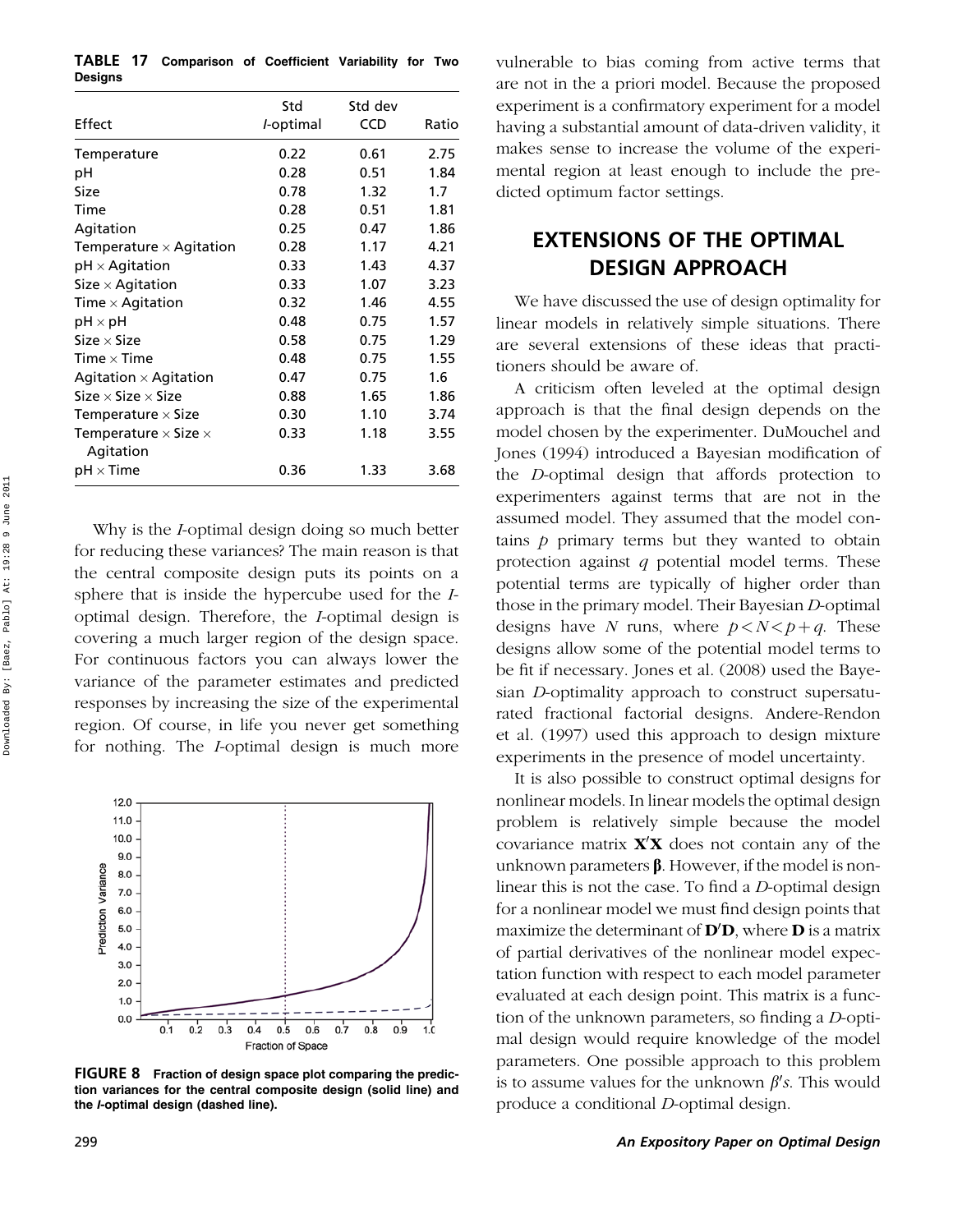**TABLE 17 Comparison of Coefficient Variability for Two Designs**

| Effect | Std *I*-optimal | Std dev CCD | Ratio |
|---|---|---|---|
| Temperature | 0.22 | 0.61 | 2.75 |
| pH | 0.28 | 0.51 | 1.84 |
| Size | 0.78 | 1.32 | 1.7 |
| Time | 0.28 | 0.51 | 1.81 |
| Agitation | 0.25 | 0.47 | 1.86 |
| Temperature × Agitation | 0.28 | 1.17 | 4.21 |
| pH × Agitation | 0.33 | 1.43 | 4.37 |
| Size × Agitation | 0.33 | 1.07 | 3.23 |
| Time × Agitation | 0.32 | 1.46 | 4.55 |
| pH × pH | 0.48 | 0.75 | 1.57 |
| Size × Size | 0.58 | 0.75 | 1.29 |
| Time × Time | 0.48 | 0.75 | 1.55 |
| Agitation × Agitation | 0.47 | 0.75 | 1.6 |
| Size × Size × Size | 0.88 | 1.65 | 1.86 |
| Temperature × Size | 0.30 | 1.10 | 3.74 |
| Temperature × Size × Agitation | 0.33 | 1.18 | 3.55 |
| pH × Time | 0.36 | 1.33 | 3.68 |

Why is the *I*-optimal design doing so much better for reducing these variances? The main reason is that the central composite design puts its points on a sphere that is inside the hypercube used for the *I*-optimal design. Therefore, the *I*-optimal design is covering a much larger region of the design space. For continuous factors you can always lower the variance of the parameter estimates and predicted responses by increasing the size of the experimental region. Of course, in life you never get something for nothing. The *I*-optimal design is much more

12.0
11.0
10.0
9.0
8.0
7.0
6.0
5.0
4.0
3.0
2.0
1.0
0.0
Prediction Variance
0.1 0.2 0.3 0.4 0.5 0.6 0.7 0.8 0.9 1.0
Fraction of Space

**FIGURE 8 Fraction of design space plot comparing the prediction variances for the central composite design (solid line) and the *I*-optimal design (dashed line).**

vulnerable to bias coming from active terms that are not in the a priori model. Because the proposed experiment is a confirmatory experiment for a model having a substantial amount of data-driven validity, it makes sense to increase the volume of the experimental region at least enough to include the predicted optimum factor settings.

## EXTENSIONS OF THE OPTIMAL DESIGN APPROACH

We have discussed the use of design optimality for linear models in relatively simple situations. There are several extensions of these ideas that practitioners should be aware of.

A criticism often leveled at the optimal design approach is that the final design depends on the model chosen by the experimenter. DuMouchel and Jones (1994) introduced a Bayesian modification of the *D*-optimal design that affords protection to experimenters against terms that are not in the assumed model. They assumed that the model contains $p$ primary terms but they wanted to obtain protection against $q$ potential model terms. These potential terms are typically of higher order than those in the primary model. Their Bayesian *D*-optimal designs have $N$ runs, where $p < N < p + q$. These designs allow some of the potential model terms to be fit if necessary. Jones et al. (2008) used the Bayesian *D*-optimality approach to construct supersaturated fractional factorial designs. Andere-Rendon et al. (1997) used this approach to design mixture experiments in the presence of model uncertainty.

It is also possible to construct optimal designs for nonlinear models. In linear models the optimal design problem is relatively simple because the model covariance matrix $\mathbf{X}'\mathbf{X}$ does not contain any of the unknown parameters $\boldsymbol{\beta}$. However, if the model is nonlinear this is not the case. To find a *D*-optimal design for a nonlinear model we must find design points that maximize the determinant of $\mathbf{D}'\mathbf{D}$, where $\mathbf{D}$ is a matrix of partial derivatives of the nonlinear model expectation function with respect to each model parameter evaluated at each design point. This matrix is a function of the unknown parameters, so finding a *D*-optimal design would require knowledge of the model parameters. One possible approach to this problem is to assume values for the unknown $\beta's$. This would produce a conditional *D*-optimal design.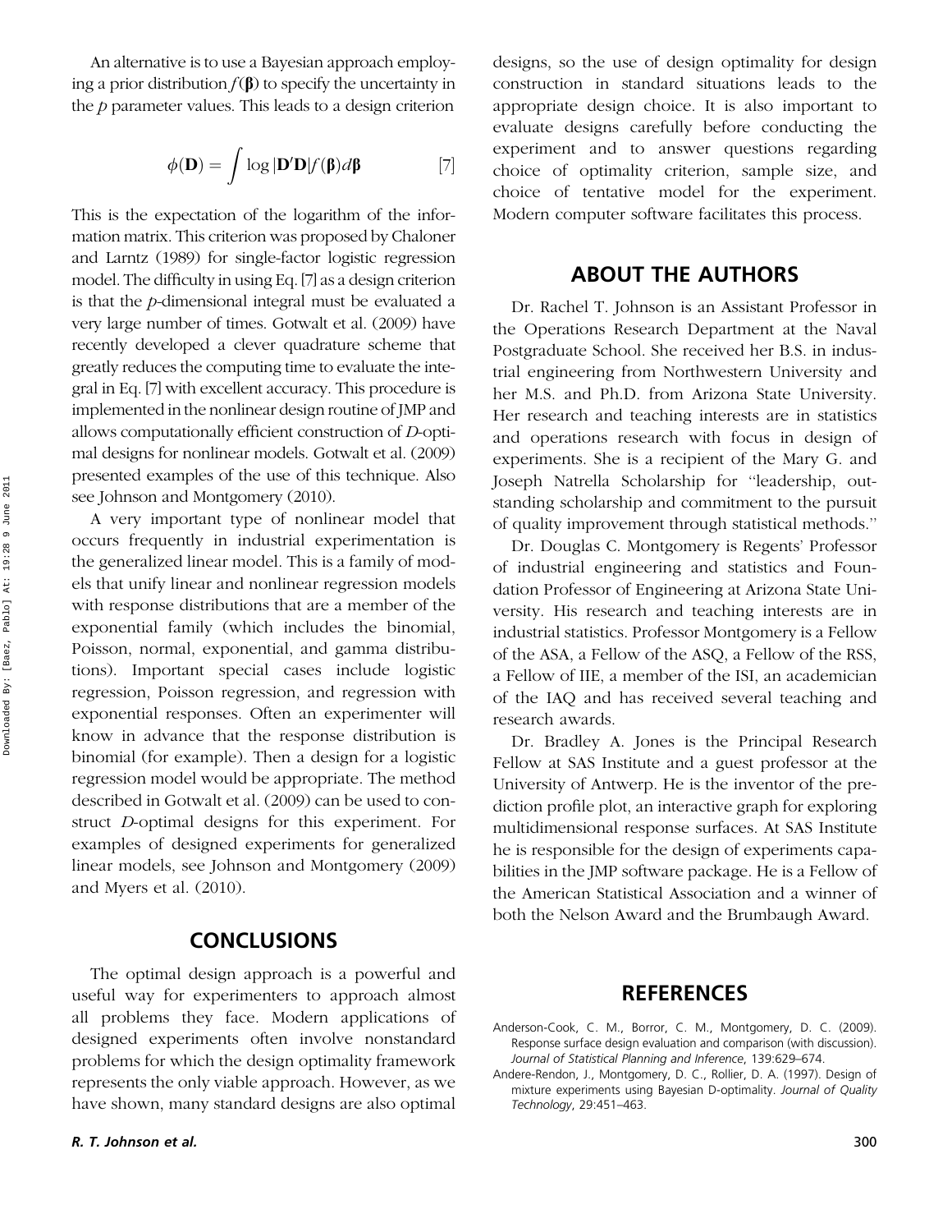An alternative is to use a Bayesian approach employing a prior distribution $f(\boldsymbol{\beta})$ to specify the uncertainty in the $p$ parameter values. This leads to a design criterion

$$\phi(\mathbf{D}) = \int \log |\mathbf{D}'\mathbf{D}| f(\boldsymbol{\beta}) d\boldsymbol{\beta} \qquad [7]$$

This is the expectation of the logarithm of the information matrix. This criterion was proposed by Chaloner and Larntz (1989) for single-factor logistic regression model. The difficulty in using Eq. [7] as a design criterion is that the $p$-dimensional integral must be evaluated a very large number of times. Gotwalt et al. (2009) have recently developed a clever quadrature scheme that greatly reduces the computing time to evaluate the integral in Eq. [7] with excellent accuracy. This procedure is implemented in the nonlinear design routine of JMP and allows computationally efficient construction of $D$-optimal designs for nonlinear models. Gotwalt et al. (2009) presented examples of the use of this technique. Also see Johnson and Montgomery (2010).

A very important type of nonlinear model that occurs frequently in industrial experimentation is the generalized linear model. This is a family of models that unify linear and nonlinear regression models with response distributions that are a member of the exponential family (which includes the binomial, Poisson, normal, exponential, and gamma distributions). Important special cases include logistic regression, Poisson regression, and regression with exponential responses. Often an experimenter will know in advance that the response distribution is binomial (for example). Then a design for a logistic regression model would be appropriate. The method described in Gotwalt et al. (2009) can be used to construct $D$-optimal designs for this experiment. For examples of designed experiments for generalized linear models, see Johnson and Montgomery (2009) and Myers et al. (2010).

## CONCLUSIONS

The optimal design approach is a powerful and useful way for experimenters to approach almost all problems they face. Modern applications of designed experiments often involve nonstandard problems for which the design optimality framework represents the only viable approach. However, as we have shown, many standard designs are also optimal designs, so the use of design optimality for design construction in standard situations leads to the appropriate design choice. It is also important to evaluate designs carefully before conducting the experiment and to answer questions regarding choice of optimality criterion, sample size, and choice of tentative model for the experiment. Modern computer software facilitates this process.

## ABOUT THE AUTHORS

Dr. Rachel T. Johnson is an Assistant Professor in the Operations Research Department at the Naval Postgraduate School. She received her B.S. in industrial engineering from Northwestern University and her M.S. and Ph.D. from Arizona State University. Her research and teaching interests are in statistics and operations research with focus in design of experiments. She is a recipient of the Mary G. and Joseph Natrella Scholarship for "leadership, outstanding scholarship and commitment to the pursuit of quality improvement through statistical methods."

Dr. Douglas C. Montgomery is Regents' Professor of industrial engineering and statistics and Foundation Professor of Engineering at Arizona State University. His research and teaching interests are in industrial statistics. Professor Montgomery is a Fellow of the ASA, a Fellow of the ASQ, a Fellow of the RSS, a Fellow of IIE, a member of the ISI, an academician of the IAQ and has received several teaching and research awards.

Dr. Bradley A. Jones is the Principal Research Fellow at SAS Institute and a guest professor at the University of Antwerp. He is the inventor of the prediction profile plot, an interactive graph for exploring multidimensional response surfaces. At SAS Institute he is responsible for the design of experiments capabilities in the JMP software package. He is a Fellow of the American Statistical Association and a winner of both the Nelson Award and the Brumbaugh Award.

## REFERENCES

Anderson-Cook, C. M., Borror, C. M., Montgomery, D. C. (2009). Response surface design evaluation and comparison (with discussion). *Journal of Statistical Planning and Inference*, 139:629–674.

Andere-Rendon, J., Montgomery, D. C., Rollier, D. A. (1997). Design of mixture experiments using Bayesian D-optimality. *Journal of Quality Technology*, 29:451–463.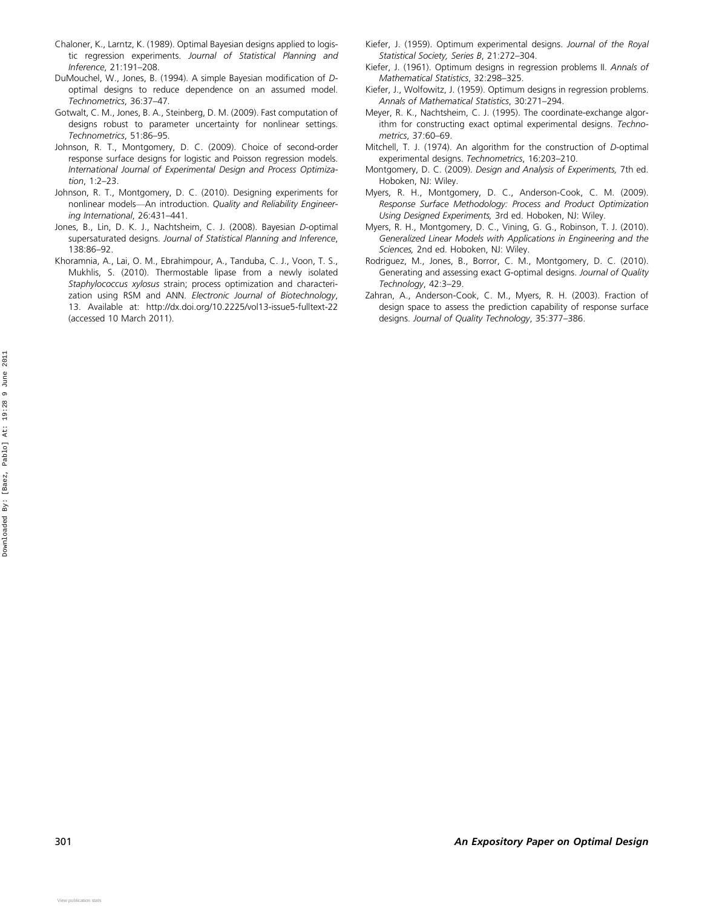Chaloner, K., Larntz, K. (1989). Optimal Bayesian designs applied to logistic regression experiments. *Journal of Statistical Planning and Inference*, 21:191–208.

DuMouchel, W., Jones, B. (1994). A simple Bayesian modification of *D*-optimal designs to reduce dependence on an assumed model. *Technometrics*, 36:37–47.

Gotwalt, C. M., Jones, B. A., Steinberg, D. M. (2009). Fast computation of designs robust to parameter uncertainty for nonlinear settings. *Technometrics*, 51:86–95.

Johnson, R. T., Montgomery, D. C. (2009). Choice of second-order response surface designs for logistic and Poisson regression models. *International Journal of Experimental Design and Process Optimization*, 1:2–23.

Johnson, R. T., Montgomery, D. C. (2010). Designing experiments for nonlinear models—An introduction. *Quality and Reliability Engineering International*, 26:431–441.

Jones, B., Lin, D. K. J., Nachtsheim, C. J. (2008). Bayesian *D*-optimal supersaturated designs. *Journal of Statistical Planning and Inference*, 138:86–92.

Khoramnia, A., Lai, O. M., Ebrahimpour, A., Tanduba, C. J., Voon, T. S., Mukhlis, S. (2010). Thermostable lipase from a newly isolated *Staphylococcus xylosus* strain; process optimization and characterization using RSM and ANN. *Electronic Journal of Biotechnology*, 13. Available at: http://dx.doi.org/10.2225/vol13-issue5-fulltext-22 (accessed 10 March 2011).

Kiefer, J. (1959). Optimum experimental designs. *Journal of the Royal Statistical Society, Series B*, 21:272–304.

Kiefer, J. (1961). Optimum designs in regression problems II. *Annals of Mathematical Statistics*, 32:298–325.

Kiefer, J., Wolfowitz, J. (1959). Optimum designs in regression problems. *Annals of Mathematical Statistics*, 30:271–294.

Meyer, R. K., Nachtsheim, C. J. (1995). The coordinate-exchange algorithm for constructing exact optimal experimental designs. *Technometrics*, 37:60–69.

Mitchell, T. J. (1974). An algorithm for the construction of *D*-optimal experimental designs. *Technometrics*, 16:203–210.

Montgomery, D. C. (2009). *Design and Analysis of Experiments,* 7th ed. Hoboken, NJ: Wiley.

Myers, R. H., Montgomery, D. C., Anderson-Cook, C. M. (2009). *Response Surface Methodology: Process and Product Optimization Using Designed Experiments,* 3rd ed. Hoboken, NJ: Wiley.

Myers, R. H., Montgomery, D. C., Vining, G. G., Robinson, T. J. (2010). *Generalized Linear Models with Applications in Engineering and the Sciences,* 2nd ed. Hoboken, NJ: Wiley.

Rodriguez, M., Jones, B., Borror, C. M., Montgomery, D. C. (2010). Generating and assessing exact *G*-optimal designs. *Journal of Quality Technology*, 42:3–29.

Zahran, A., Anderson-Cook, C. M., Myers, R. H. (2003). Fraction of design space to assess the prediction capability of response surface designs. *Journal of Quality Technology*, 35:377–386.